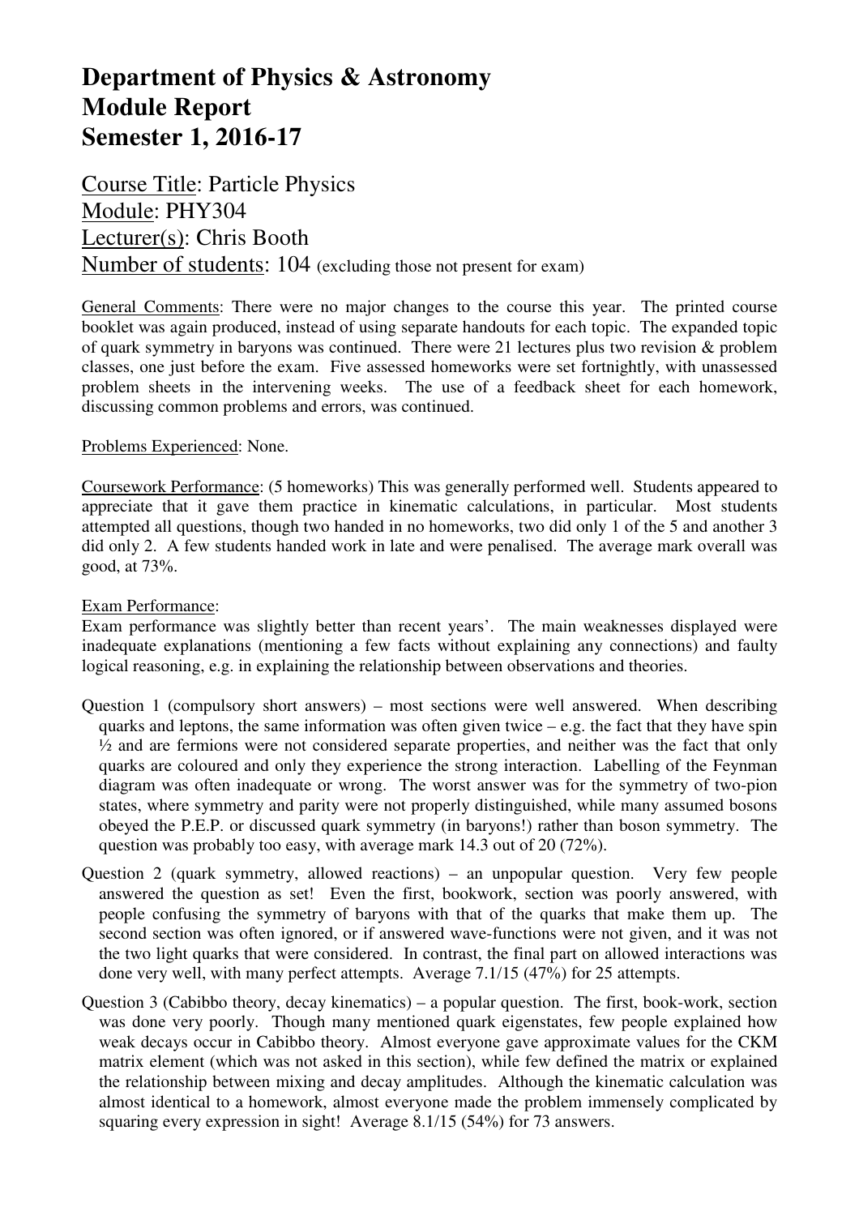# Department of Physics & Astronomy
# Module Report
# Semester 1, 2016-17

Course Title: Particle Physics
Module: PHY304
Lecturer(s): Chris Booth
Number of students: 104 (excluding those not present for exam)

General Comments: There were no major changes to the course this year. The printed course booklet was again produced, instead of using separate handouts for each topic. The expanded topic of quark symmetry in baryons was continued. There were 21 lectures plus two revision & problem classes, one just before the exam. Five assessed homeworks were set fortnightly, with unassessed problem sheets in the intervening weeks. The use of a feedback sheet for each homework, discussing common problems and errors, was continued.

Problems Experienced: None.

Coursework Performance: (5 homeworks) This was generally performed well. Students appeared to appreciate that it gave them practice in kinematic calculations, in particular. Most students attempted all questions, though two handed in no homeworks, two did only 1 of the 5 and another 3 did only 2. A few students handed work in late and were penalised. The average mark overall was good, at 73%.

Exam Performance:
Exam performance was slightly better than recent years'. The main weaknesses displayed were inadequate explanations (mentioning a few facts without explaining any connections) and faulty logical reasoning, e.g. in explaining the relationship between observations and theories.

Question 1 (compulsory short answers) – most sections were well answered. When describing quarks and leptons, the same information was often given twice – e.g. the fact that they have spin ½ and are fermions were not considered separate properties, and neither was the fact that only quarks are coloured and only they experience the strong interaction. Labelling of the Feynman diagram was often inadequate or wrong. The worst answer was for the symmetry of two-pion states, where symmetry and parity were not properly distinguished, while many assumed bosons obeyed the P.E.P. or discussed quark symmetry (in baryons!) rather than boson symmetry. The question was probably too easy, with average mark 14.3 out of 20 (72%).

Question 2 (quark symmetry, allowed reactions) – an unpopular question. Very few people answered the question as set! Even the first, bookwork, section was poorly answered, with people confusing the symmetry of baryons with that of the quarks that make them up. The second section was often ignored, or if answered wave-functions were not given, and it was not the two light quarks that were considered. In contrast, the final part on allowed interactions was done very well, with many perfect attempts. Average 7.1/15 (47%) for 25 attempts.

Question 3 (Cabibbo theory, decay kinematics) – a popular question. The first, book-work, section was done very poorly. Though many mentioned quark eigenstates, few people explained how weak decays occur in Cabibbo theory. Almost everyone gave approximate values for the CKM matrix element (which was not asked in this section), while few defined the matrix or explained the relationship between mixing and decay amplitudes. Although the kinematic calculation was almost identical to a homework, almost everyone made the problem immensely complicated by squaring every expression in sight! Average 8.1/15 (54%) for 73 answers.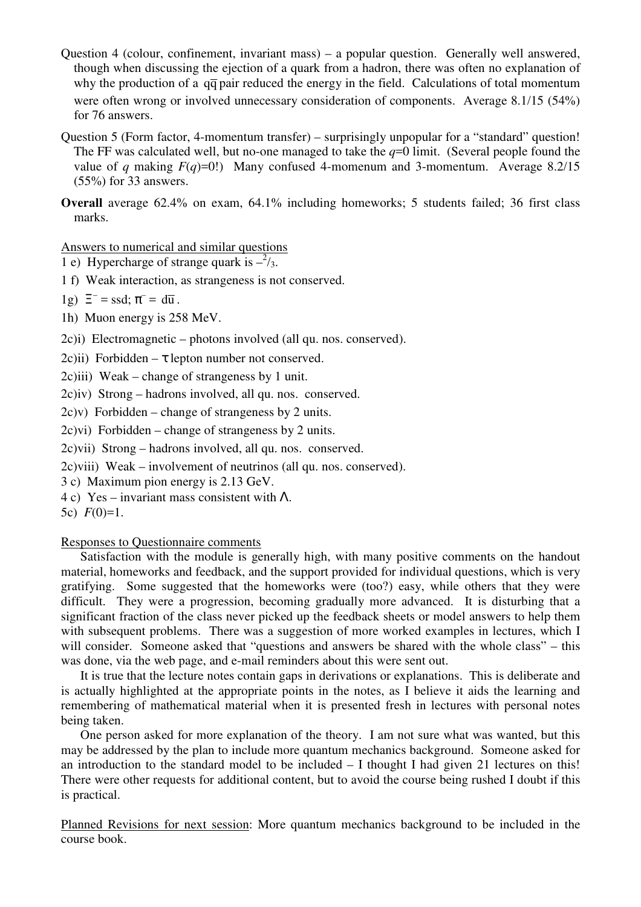Question 4 (colour, confinement, invariant mass) – a popular question. Generally well answered, though when discussing the ejection of a quark from a hadron, there was often no explanation of why the production of a $q\bar{q}$ pair reduced the energy in the field. Calculations of total momentum were often wrong or involved unnecessary consideration of components. Average 8.1/15 (54%) for 76 answers.

Question 5 (Form factor, 4-momentum transfer) – surprisingly unpopular for a "standard" question! The FF was calculated well, but no-one managed to take the $q$=0 limit. (Several people found the value of $q$ making $F(q)$=0!) Many confused 4-momenum and 3-momentum. Average 8.2/15 (55%) for 33 answers.

**Overall** average 62.4% on exam, 64.1% including homeworks; 5 students failed; 36 first class marks.

Answers to numerical and similar questions

1 e) Hypercharge of strange quark is $-^2/_3$.

1 f) Weak interaction, as strangeness is not conserved.

1g) $\Xi^-$ = ssd; $\pi^-$ = $d\bar{u}$.

1h) Muon energy is 258 MeV.

2c)i) Electromagnetic – photons involved (all qu. nos. conserved).

2c)ii) Forbidden – $\tau$ lepton number not conserved.

2c)iii) Weak – change of strangeness by 1 unit.

2c)iv) Strong – hadrons involved, all qu. nos. conserved.

2c)v) Forbidden – change of strangeness by 2 units.

2c)vi) Forbidden – change of strangeness by 2 units.

2c)vii) Strong – hadrons involved, all qu. nos. conserved.

2c)viii) Weak – involvement of neutrinos (all qu. nos. conserved).

3 c) Maximum pion energy is 2.13 GeV.

4 c) Yes – invariant mass consistent with $\Lambda$.

5c) $F(0)$=1.

Responses to Questionnaire comments

Satisfaction with the module is generally high, with many positive comments on the handout material, homeworks and feedback, and the support provided for individual questions, which is very gratifying. Some suggested that the homeworks were (too?) easy, while others that they were difficult. They were a progression, becoming gradually more advanced. It is disturbing that a significant fraction of the class never picked up the feedback sheets or model answers to help them with subsequent problems. There was a suggestion of more worked examples in lectures, which I will consider. Someone asked that "questions and answers be shared with the whole class" – this was done, via the web page, and e-mail reminders about this were sent out.

It is true that the lecture notes contain gaps in derivations or explanations. This is deliberate and is actually highlighted at the appropriate points in the notes, as I believe it aids the learning and remembering of mathematical material when it is presented fresh in lectures with personal notes being taken.

One person asked for more explanation of the theory. I am not sure what was wanted, but this may be addressed by the plan to include more quantum mechanics background. Someone asked for an introduction to the standard model to be included – I thought I had given 21 lectures on this! There were other requests for additional content, but to avoid the course being rushed I doubt if this is practical.

Planned Revisions for next session: More quantum mechanics background to be included in the course book.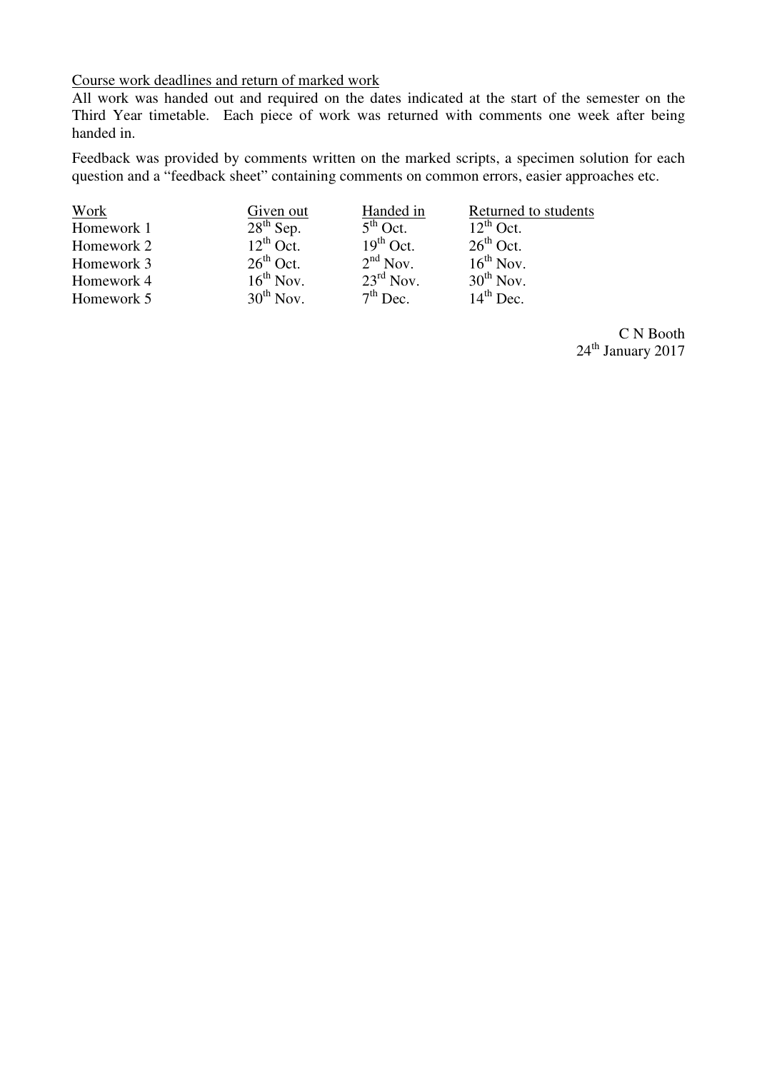Course work deadlines and return of marked work

All work was handed out and required on the dates indicated at the start of the semester on the Third Year timetable. Each piece of work was returned with comments one week after being handed in.

Feedback was provided by comments written on the marked scripts, a specimen solution for each question and a "feedback sheet" containing comments on common errors, easier approaches etc.

| Work | Given out | Handed in | Returned to students |
|---|---|---|---|
| Homework 1 | 28th Sep. | 5th Oct. | 12th Oct. |
| Homework 2 | 12th Oct. | 19th Oct. | 26th Oct. |
| Homework 3 | 26th Oct. | 2nd Nov. | 16th Nov. |
| Homework 4 | 16th Nov. | 23rd Nov. | 30th Nov. |
| Homework 5 | 30th Nov. | 7th Dec. | 14th Dec. |

C N Booth
24th January 2017